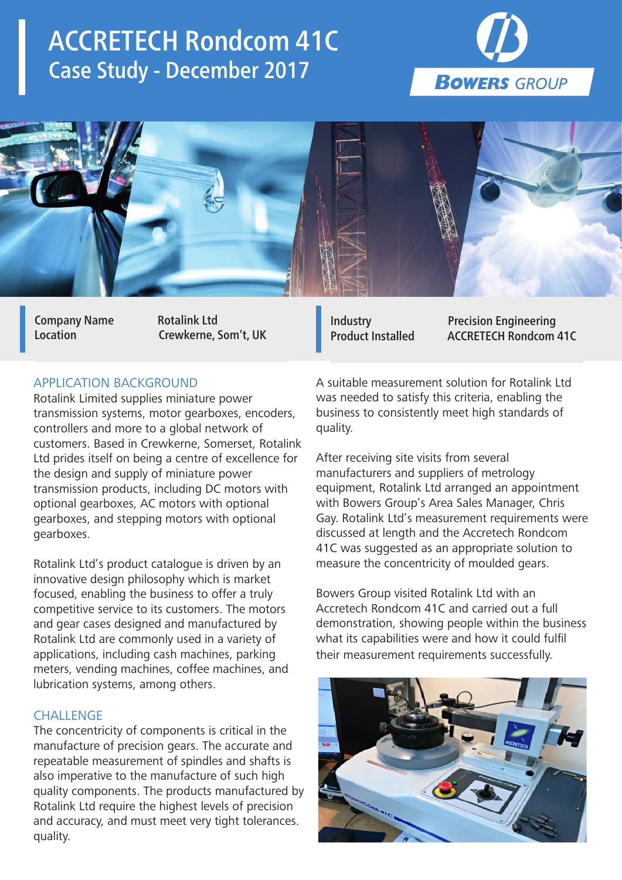# ACCRETECH Rondcom 41C

## Case Study - December 2017

BOWERS GROUP

| Company Name | Rotalink Ltd | Industry | Precision Engineering |
|---|---|---|---|
| Location | Crewkerne, Som't, UK | Product Installed | ACCRETECH Rondcom 41C |

### APPLICATION BACKGROUND

Rotalink Limited supplies miniature power transmission systems, motor gearboxes, encoders, controllers and more to a global network of customers. Based in Crewkerne, Somerset, Rotalink Ltd prides itself on being a centre of excellence for the design and supply of miniature power transmission products, including DC motors with optional gearboxes, AC motors with optional gearboxes, and stepping motors with optional gearboxes.

Rotalink Ltd's product catalogue is driven by an innovative design philosophy which is market focused, enabling the business to offer a truly competitive service to its customers. The motors and gear cases designed and manufactured by Rotalink Ltd are commonly used in a variety of applications, including cash machines, parking meters, vending machines, coffee machines, and lubrication systems, among others.

### CHALLENGE

The concentricity of components is critical in the manufacture of precision gears. The accurate and repeatable measurement of spindles and shafts is also imperative to the manufacture of such high quality components. The products manufactured by Rotalink Ltd require the highest levels of precision and accuracy, and must meet very tight tolerances. quality.

A suitable measurement solution for Rotalink Ltd was needed to satisfy this criteria, enabling the business to consistently meet high standards of quality.

After receiving site visits from several manufacturers and suppliers of metrology equipment, Rotalink Ltd arranged an appointment with Bowers Group's Area Sales Manager, Chris Gay. Rotalink Ltd's measurement requirements were discussed at length and the Accretech Rondcom 41C was suggested as an appropriate solution to measure the concentricity of moulded gears.

Bowers Group visited Rotalink Ltd with an Accretech Rondcom 41C and carried out a full demonstration, showing people within the business what its capabilities were and how it could fulfil their measurement requirements successfully.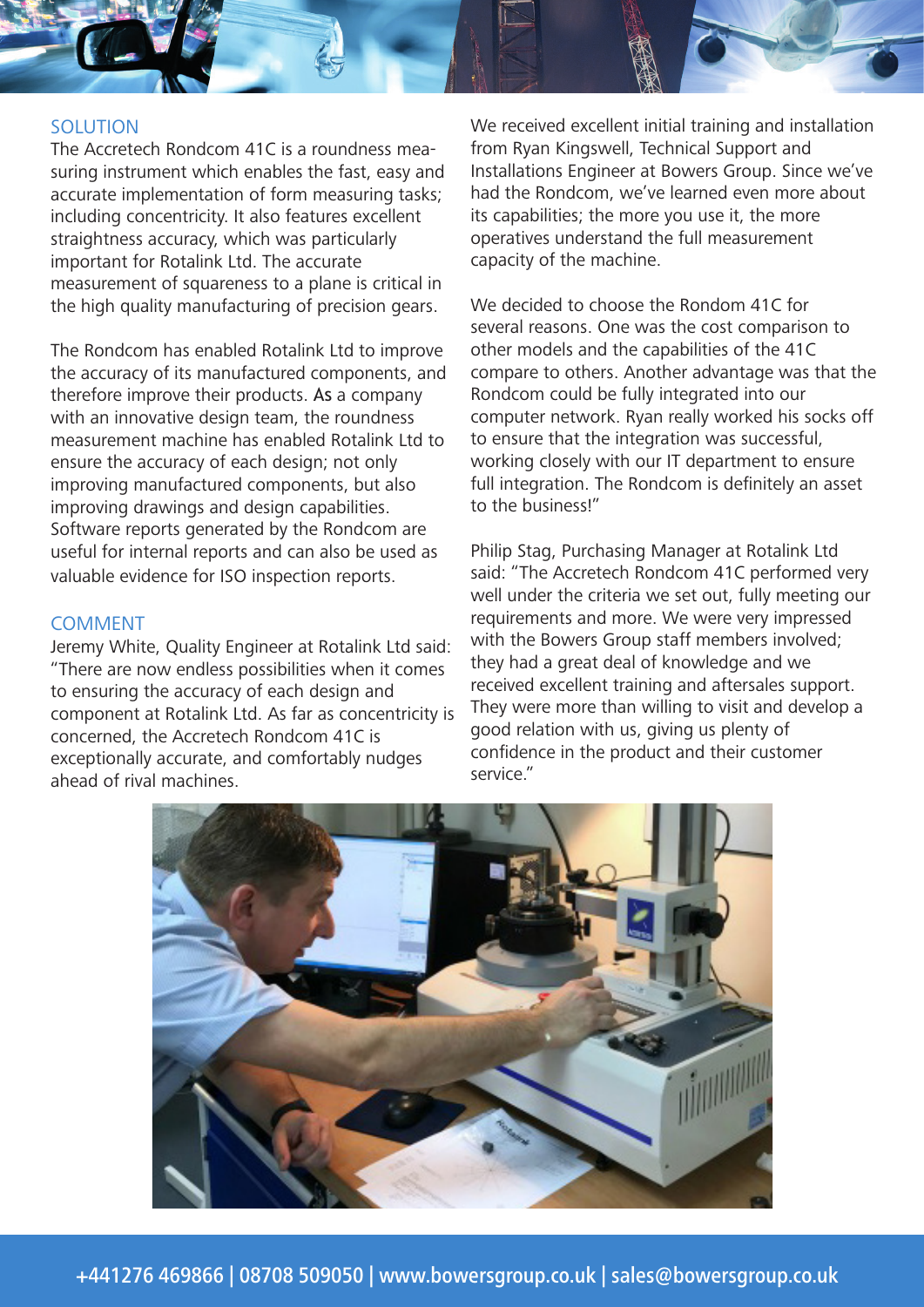## SOLUTION

The Accretech Rondcom 41C is a roundness measuring instrument which enables the fast, easy and accurate implementation of form measuring tasks; including concentricity. It also features excellent straightness accuracy, which was particularly important for Rotalink Ltd. The accurate measurement of squareness to a plane is critical in the high quality manufacturing of precision gears.

The Rondcom has enabled Rotalink Ltd to improve the accuracy of its manufactured components, and therefore improve their products. As a company with an innovative design team, the roundness measurement machine has enabled Rotalink Ltd to ensure the accuracy of each design; not only improving manufactured components, but also improving drawings and design capabilities. Software reports generated by the Rondcom are useful for internal reports and can also be used as valuable evidence for ISO inspection reports.

## COMMENT

Jeremy White, Quality Engineer at Rotalink Ltd said: "There are now endless possibilities when it comes to ensuring the accuracy of each design and component at Rotalink Ltd. As far as concentricity is concerned, the Accretech Rondcom 41C is exceptionally accurate, and comfortably nudges ahead of rival machines.

We received excellent initial training and installation from Ryan Kingswell, Technical Support and Installations Engineer at Bowers Group. Since we've had the Rondcom, we've learned even more about its capabilities; the more you use it, the more operatives understand the full measurement capacity of the machine.

We decided to choose the Rondom 41C for several reasons. One was the cost comparison to other models and the capabilities of the 41C compare to others. Another advantage was that the Rondcom could be fully integrated into our computer network. Ryan really worked his socks off to ensure that the integration was successful, working closely with our IT department to ensure full integration. The Rondcom is definitely an asset to the business!"

Philip Stag, Purchasing Manager at Rotalink Ltd said: "The Accretech Rondcom 41C performed very well under the criteria we set out, fully meeting our requirements and more. We were very impressed with the Bowers Group staff members involved; they had a great deal of knowledge and we received excellent training and aftersales support. They were more than willing to visit and develop a good relation with us, giving us plenty of confidence in the product and their customer service."

+441276 469866 | 08708 509050 | www.bowersgroup.co.uk | sales@bowersgroup.co.uk